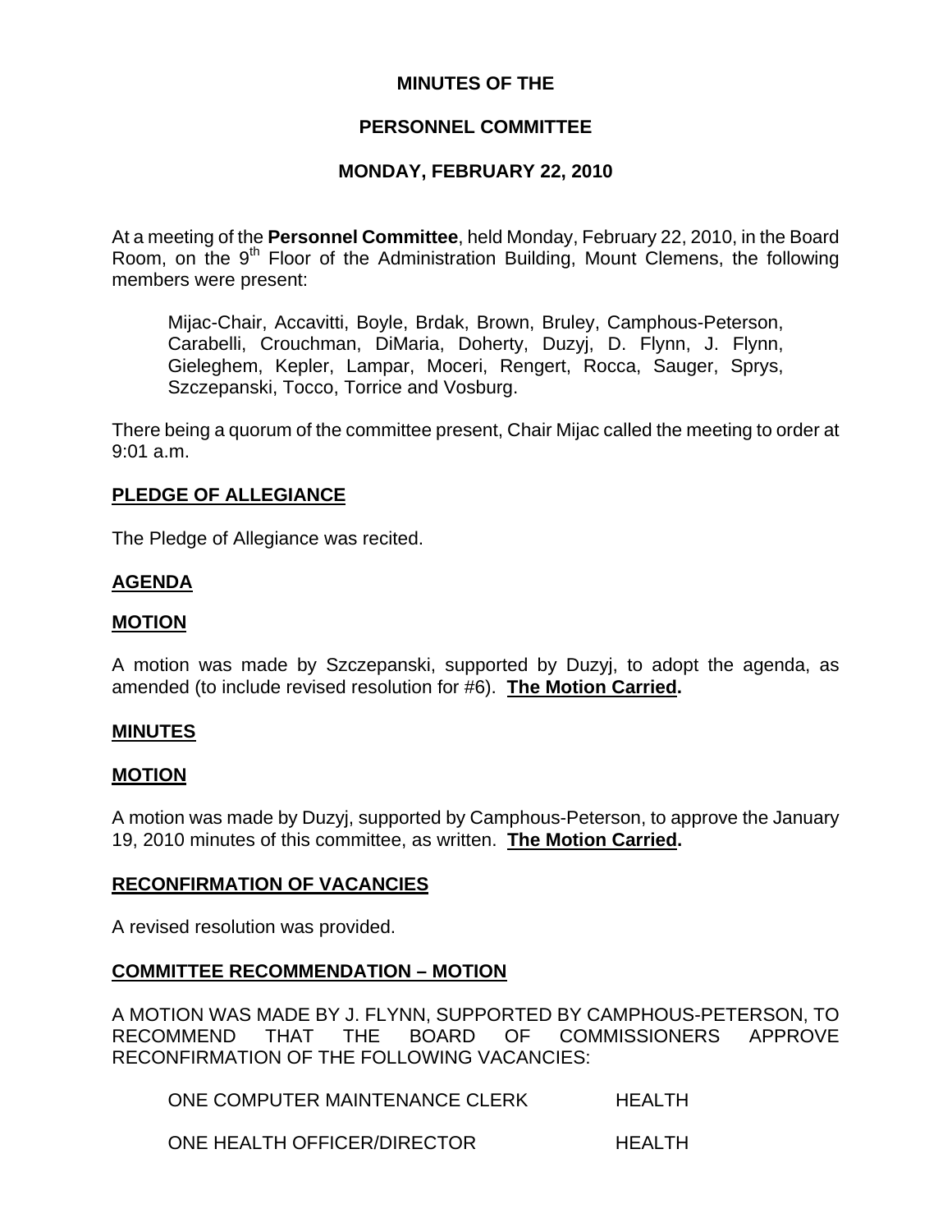# MINUTES OF THE

# PERSONNEL COMMITTEE

# MONDAY, FEBRUARY 22, 2010

At a meeting of the **Personnel Committee**, held Monday, February 22, 2010, in the Board Room, on the 9th Floor of the Administration Building, Mount Clemens, the following members were present:

> Mijac-Chair, Accavitti, Boyle, Brdak, Brown, Bruley, Camphous-Peterson, Carabelli, Crouchman, DiMaria, Doherty, Duzyj, D. Flynn, J. Flynn, Gieleghem, Kepler, Lampar, Moceri, Rengert, Rocca, Sauger, Sprys, Szczepanski, Tocco, Torrice and Vosburg.

There being a quorum of the committee present, Chair Mijac called the meeting to order at 9:01 a.m.

## PLEDGE OF ALLEGIANCE

The Pledge of Allegiance was recited.

## AGENDA

## MOTION

A motion was made by Szczepanski, supported by Duzyj, to adopt the agenda, as amended (to include revised resolution for #6). **The Motion Carried.**

## MINUTES

## MOTION

A motion was made by Duzyj, supported by Camphous-Peterson, to approve the January 19, 2010 minutes of this committee, as written. **The Motion Carried.**

## RECONFIRMATION OF VACANCIES

A revised resolution was provided.

## COMMITTEE RECOMMENDATION – MOTION

A MOTION WAS MADE BY J. FLYNN, SUPPORTED BY CAMPHOUS-PETERSON, TO RECOMMEND THAT THE BOARD OF COMMISSIONERS APPROVE RECONFIRMATION OF THE FOLLOWING VACANCIES:

| | |
|---|---|
| ONE COMPUTER MAINTENANCE CLERK | HEALTH |
| ONE HEALTH OFFICER/DIRECTOR | HEALTH |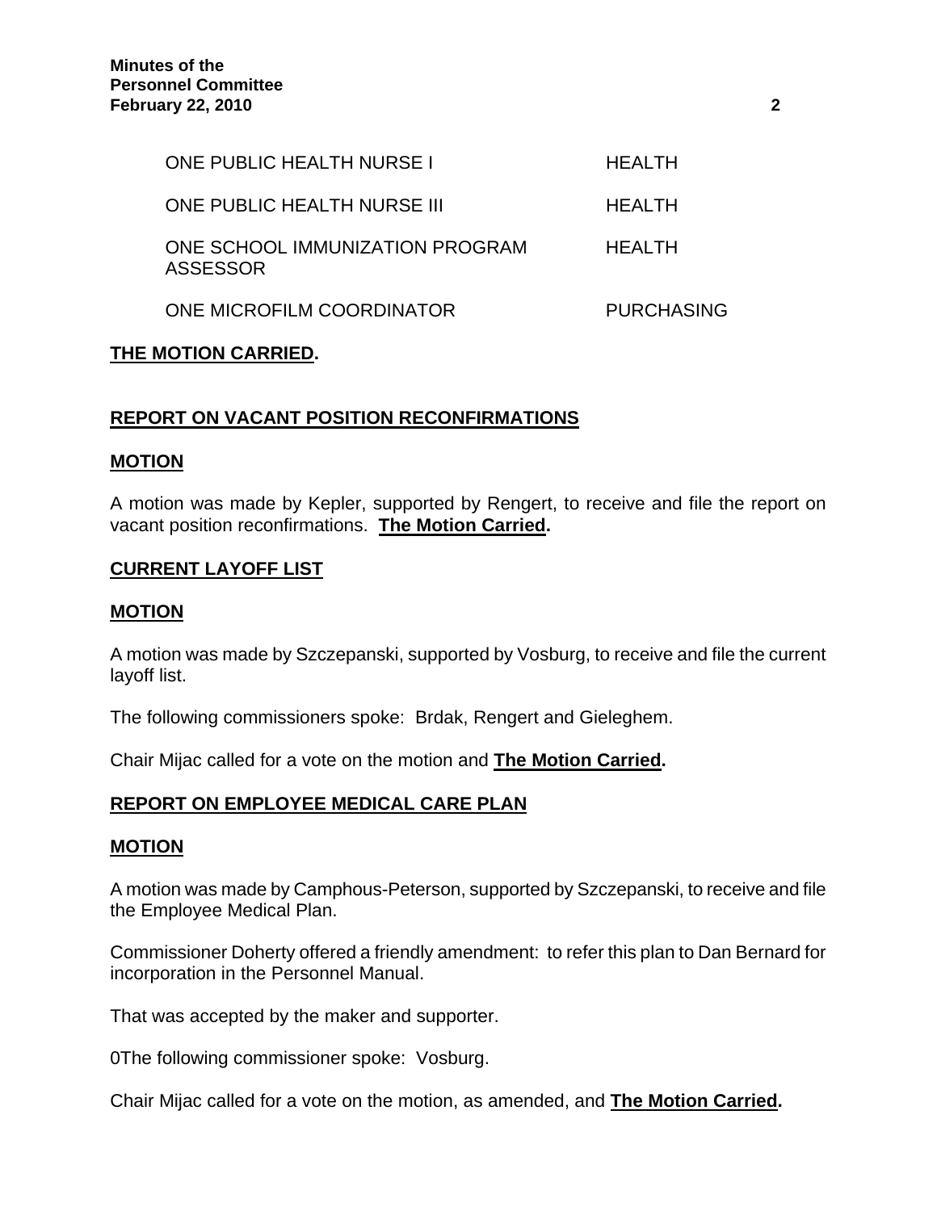| | |
|---|---|
| ONE PUBLIC HEALTH NURSE I | HEALTH |
| ONE PUBLIC HEALTH NURSE III | HEALTH |
| ONE SCHOOL IMMUNIZATION PROGRAM ASSESSOR | HEALTH |
| ONE MICROFILM COORDINATOR | PURCHASING |

**THE MOTION CARRIED.**

**REPORT ON VACANT POSITION RECONFIRMATIONS**

**MOTION**

A motion was made by Kepler, supported by Rengert, to receive and file the report on vacant position reconfirmations. **The Motion Carried.**

**CURRENT LAYOFF LIST**

**MOTION**

A motion was made by Szczepanski, supported by Vosburg, to receive and file the current layoff list.

The following commissioners spoke: Brdak, Rengert and Gieleghem.

Chair Mijac called for a vote on the motion and **The Motion Carried.**

**REPORT ON EMPLOYEE MEDICAL CARE PLAN**

**MOTION**

A motion was made by Camphous-Peterson, supported by Szczepanski, to receive and file the Employee Medical Plan.

Commissioner Doherty offered a friendly amendment: to refer this plan to Dan Bernard for incorporation in the Personnel Manual.

That was accepted by the maker and supporter.

0The following commissioner spoke: Vosburg.

Chair Mijac called for a vote on the motion, as amended, and **The Motion Carried.**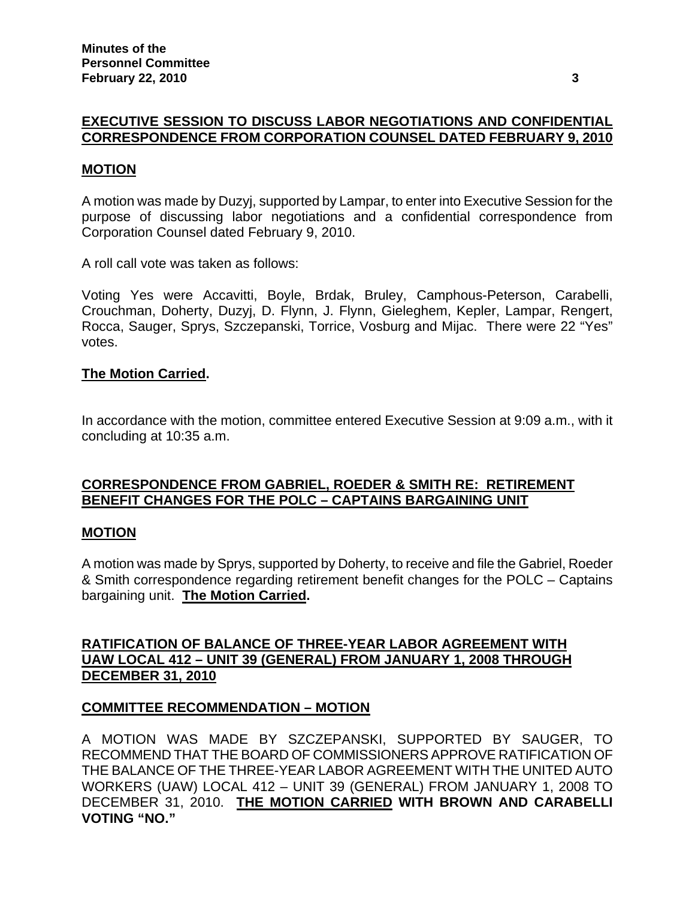## EXECUTIVE SESSION TO DISCUSS LABOR NEGOTIATIONS AND CONFIDENTIAL CORRESPONDENCE FROM CORPORATION COUNSEL DATED FEBRUARY 9, 2010

### MOTION

A motion was made by Duzyj, supported by Lampar, to enter into Executive Session for the purpose of discussing labor negotiations and a confidential correspondence from Corporation Counsel dated February 9, 2010.

A roll call vote was taken as follows:

Voting Yes were Accavitti, Boyle, Brdak, Bruley, Camphous-Peterson, Carabelli, Crouchman, Doherty, Duzyj, D. Flynn, J. Flynn, Gieleghem, Kepler, Lampar, Rengert, Rocca, Sauger, Sprys, Szczepanski, Torrice, Vosburg and Mijac. There were 22 "Yes" votes.

**The Motion Carried.**

In accordance with the motion, committee entered Executive Session at 9:09 a.m., with it concluding at 10:35 a.m.

## CORRESPONDENCE FROM GABRIEL, ROEDER & SMITH RE: RETIREMENT BENEFIT CHANGES FOR THE POLC – CAPTAINS BARGAINING UNIT

### MOTION

A motion was made by Sprys, supported by Doherty, to receive and file the Gabriel, Roeder & Smith correspondence regarding retirement benefit changes for the POLC – Captains bargaining unit. **The Motion Carried.**

## RATIFICATION OF BALANCE OF THREE-YEAR LABOR AGREEMENT WITH UAW LOCAL 412 – UNIT 39 (GENERAL) FROM JANUARY 1, 2008 THROUGH DECEMBER 31, 2010

### COMMITTEE RECOMMENDATION – MOTION

A MOTION WAS MADE BY SZCZEPANSKI, SUPPORTED BY SAUGER, TO RECOMMEND THAT THE BOARD OF COMMISSIONERS APPROVE RATIFICATION OF THE BALANCE OF THE THREE-YEAR LABOR AGREEMENT WITH THE UNITED AUTO WORKERS (UAW) LOCAL 412 – UNIT 39 (GENERAL) FROM JANUARY 1, 2008 TO DECEMBER 31, 2010. **THE MOTION CARRIED WITH BROWN AND CARABELLI VOTING "NO."**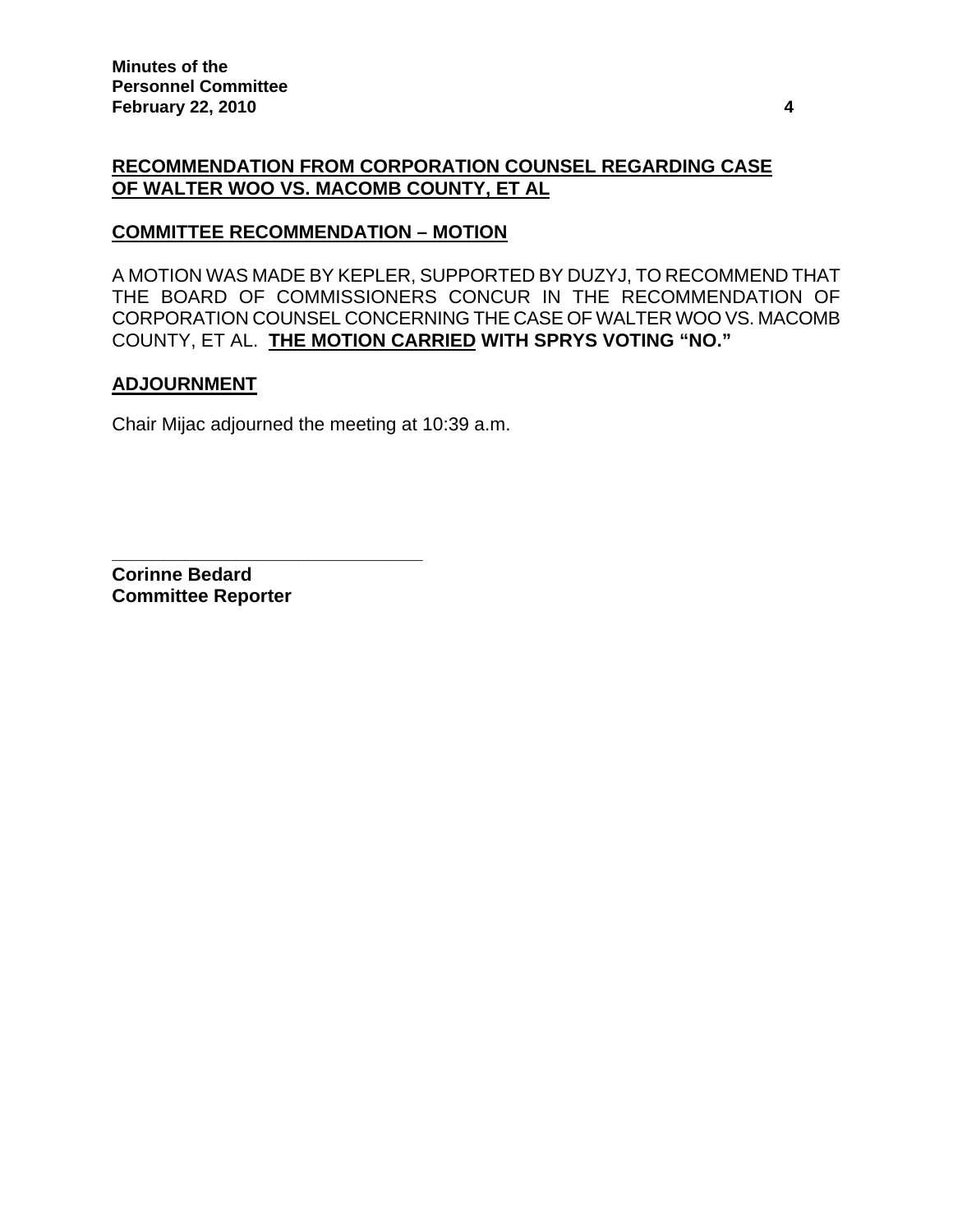**RECOMMENDATION FROM CORPORATION COUNSEL REGARDING CASE OF WALTER WOO VS. MACOMB COUNTY, ET AL**

**COMMITTEE RECOMMENDATION – MOTION**

A MOTION WAS MADE BY KEPLER, SUPPORTED BY DUZYJ, TO RECOMMEND THAT THE BOARD OF COMMISSIONERS CONCUR IN THE RECOMMENDATION OF CORPORATION COUNSEL CONCERNING THE CASE OF WALTER WOO VS. MACOMB COUNTY, ET AL. **THE MOTION CARRIED WITH SPRYS VOTING "NO."**

**ADJOURNMENT**

Chair Mijac adjourned the meeting at 10:39 a.m.

______________________________

**Corinne Bedard**
**Committee Reporter**